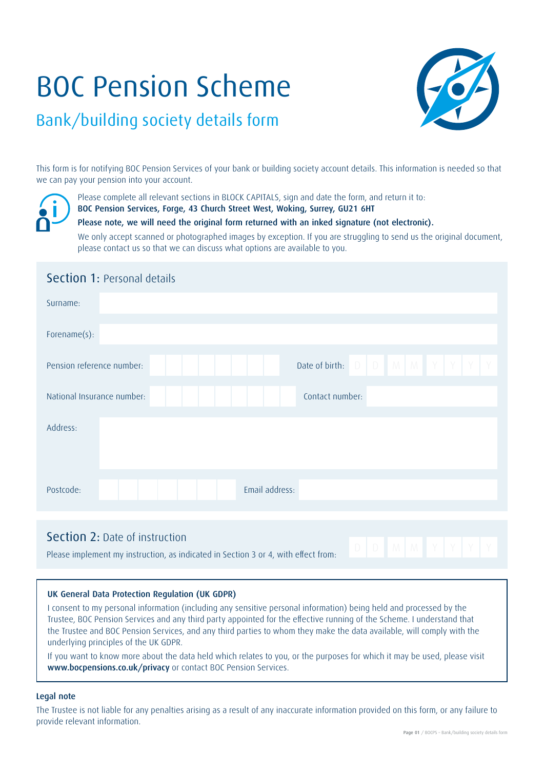# BOC Pension Scheme

## Bank/building society details form

This form is for notifying BOC Pension Services of your bank or building society account details. This information is needed so that we can pay your pension into your account.

Please complete all relevant sections in BLOCK CAPITALS, sign and date the form, and return it to:
**BOC Pension Services, Forge, 43 Church Street West, Woking, Surrey, GU21 6HT**

**Please note, we will need the original form returned with an inked signature (not electronic).**

We only accept scanned or photographed images by exception. If you are struggling to send us the original document, please contact us so that we can discuss what options are available to you.

## Section 1: Personal details

Surname:

Forename(s):

Pension reference number: | Date of birth: D D M M Y Y Y Y

National Insurance number: | Contact number:

Address:

Postcode: | Email address:

## Section 2: Date of instruction

Please implement my instruction, as indicated in Section 3 or 4, with effect from: D D M M Y Y Y Y

**UK General Data Protection Regulation (UK GDPR)**

I consent to my personal information (including any sensitive personal information) being held and processed by the Trustee, BOC Pension Services and any third party appointed for the effective running of the Scheme. I understand that the Trustee and BOC Pension Services, and any third parties to whom they make the data available, will comply with the underlying principles of the UK GDPR.

If you want to know more about the data held which relates to you, or the purposes for which it may be used, please visit **www.bocpensions.co.uk/privacy** or contact BOC Pension Services.

**Legal note**

The Trustee is not liable for any penalties arising as a result of any inaccurate information provided on this form, or any failure to provide relevant information.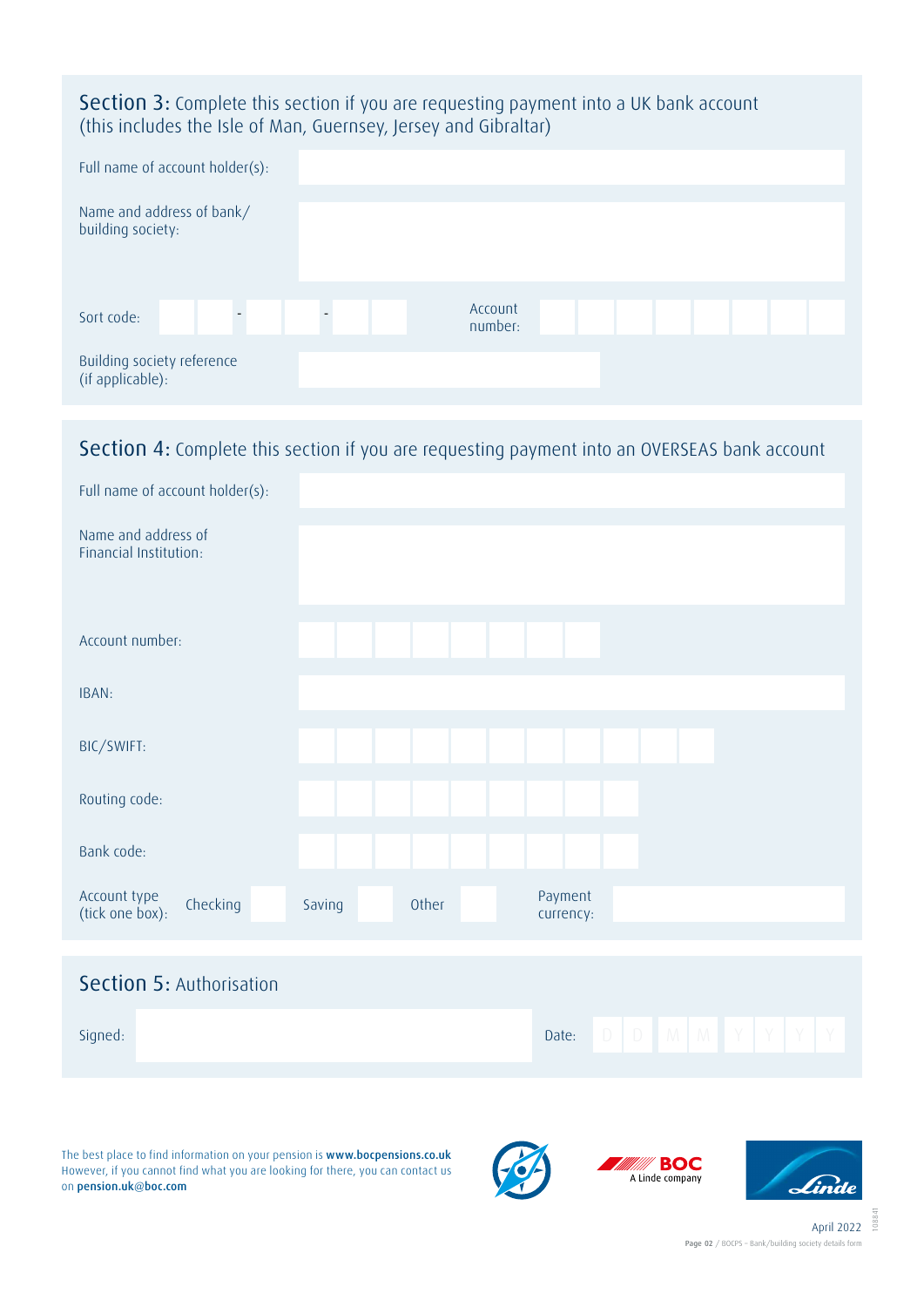## Section 3: Complete this section if you are requesting payment into a UK bank account (this includes the Isle of Man, Guernsey, Jersey and Gibraltar)

Full name of account holder(s):

Name and address of bank/ building society:

Sort code: __ __ - __ __ - __ __    Account number: __ __ __ __ __ __ __ __

Building society reference (if applicable):

## Section 4: Complete this section if you are requesting payment into an OVERSEAS bank account

Full name of account holder(s):

Name and address of Financial Institution:

Account number:

IBAN:

BIC/SWIFT:

Routing code:

Bank code:

Account type (tick one box): Checking ☐ Saving ☐ Other ☐    Payment currency:

## Section 5: Authorisation

Signed:    Date: D D M M Y Y Y Y

The best place to find information on your pension is **www.bocpensions.co.uk** However, if you cannot find what you are looking for there, you can contact us on **pension.uk@boc.com**

BOC A Linde company

Linde

April 2022

108841